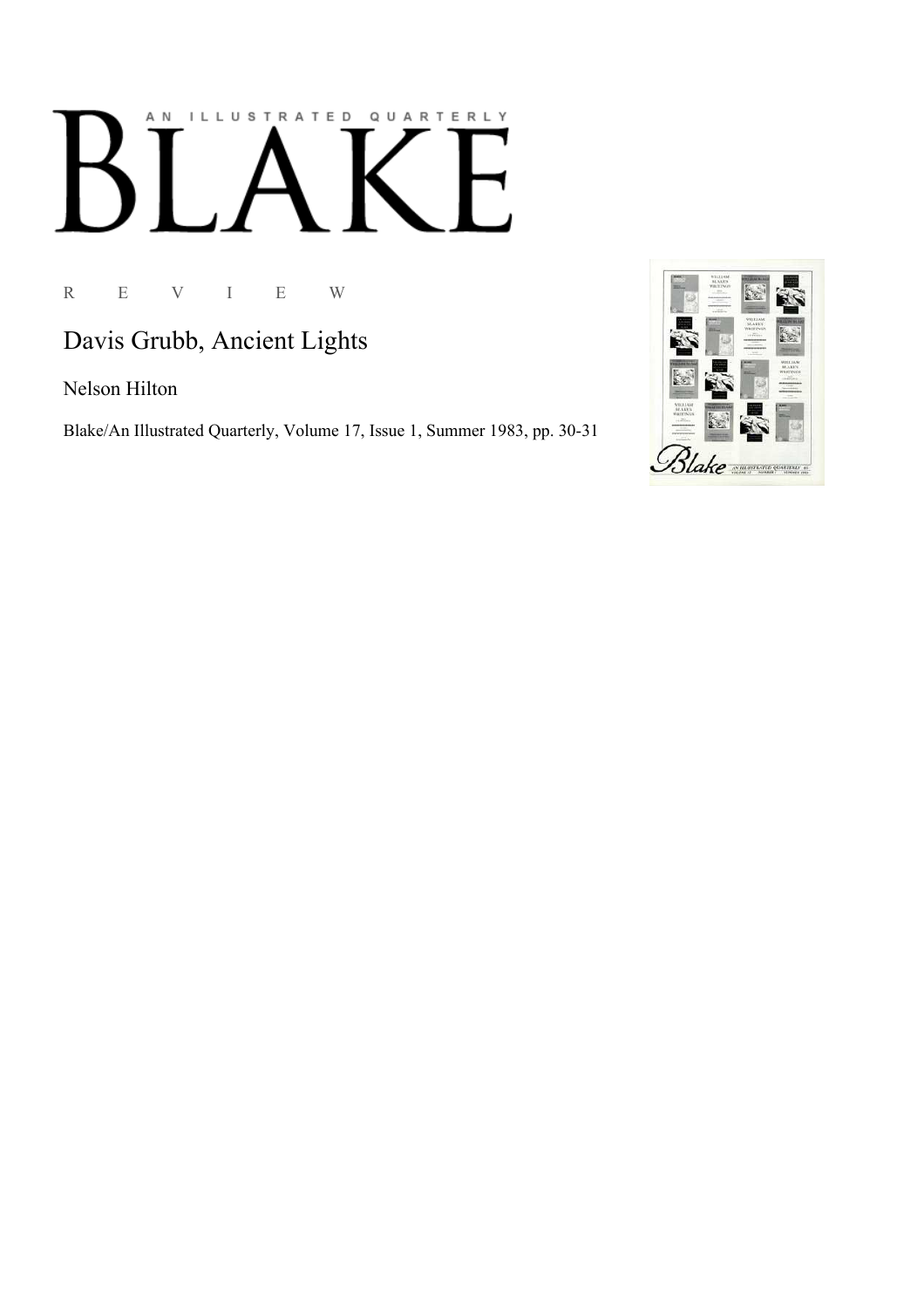AN ILLUSTRATED QUARTERLY

# BLAKE

R E V I E W

## Davis Grubb, Ancient Lights

Nelson Hilton

Blake/An Illustrated Quarterly, Volume 17, Issue 1, Summer 1983, pp. 30-31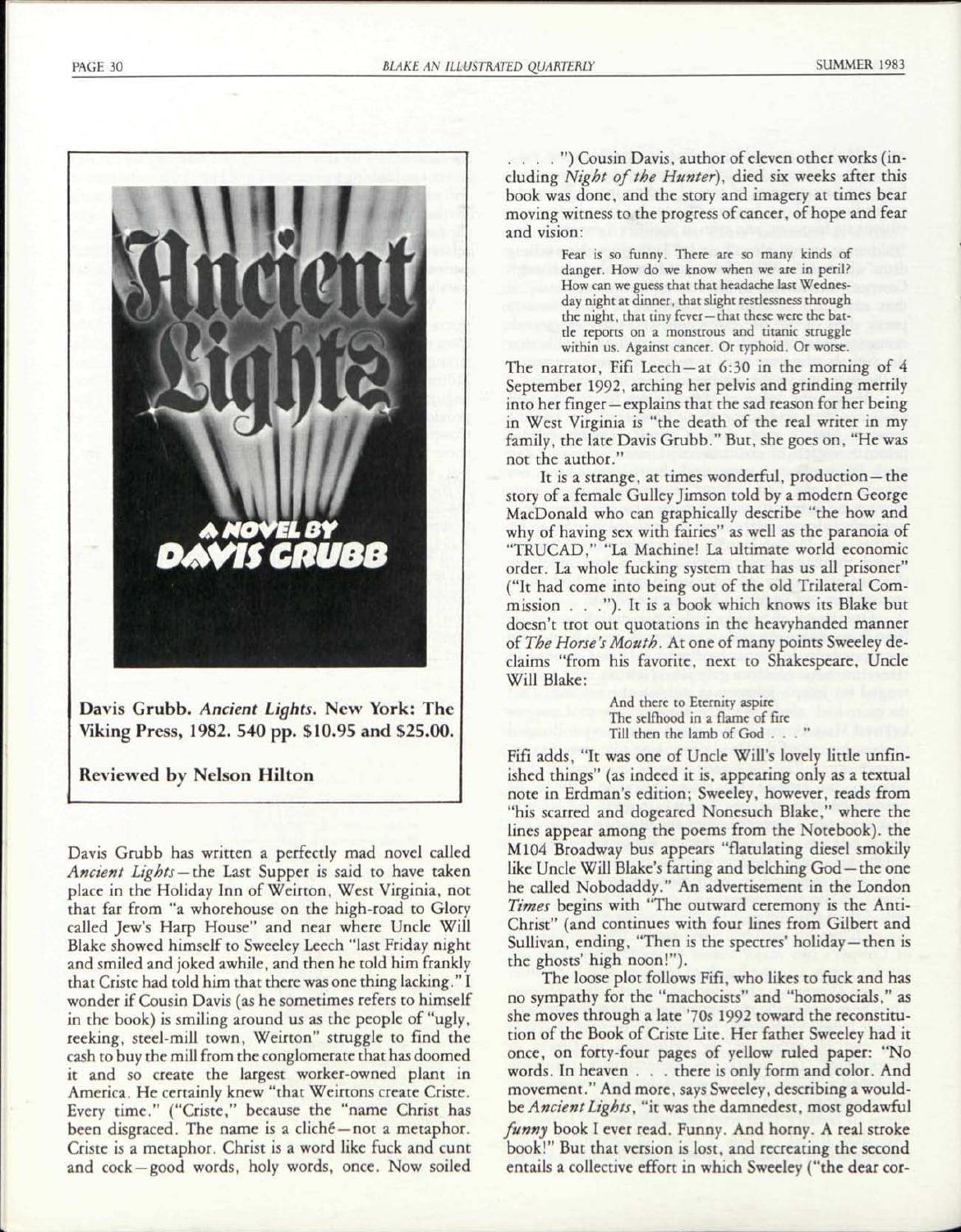**Davis Grubb. *Ancient Lights*. New York: The Viking Press, 1982. 540 pp. $10.95 and $25.00.**

**Reviewed by Nelson Hilton**

Davis Grubb has written a perfectly mad novel called *Ancient Lights*—the Last Supper is said to have taken place in the Holiday Inn of Weirton, West Virginia, not that far from "a whorehouse on the high-road to Glory called Jew's Harp House" and near where Uncle Will Blake showed himself to Sweeley Leech "last Friday night and smiled and joked awhile, and then he told him frankly that Criste had told him that there was one thing lacking." I wonder if Cousin Davis (as he sometimes refers to himself in the book) is smiling around us as the people of "ugly, reeking, steel-mill town, Weirton" struggle to find the cash to buy the mill from the conglomerate that has doomed it and so create the largest worker-owned plant in America. He certainly knew "that Weirtons create Criste. Every time." ("Criste," because the "name Christ has been disgraced. The name is a cliché—not a metaphor. Criste is a metaphor. Christ is a word like fuck and cunt and cock—good words, holy words, once. Now soiled . . . .") Cousin Davis, author of eleven other works (including *Night of the Hunter*), died six weeks after this book was done, and the story and imagery at times bear moving witness to the progress of cancer, of hope and fear and vision:

> Fear is so funny. There are so many kinds of danger. How do we know when we are in peril? How can we guess that that headache last Wednesday night at dinner, that slight restlessness through the night, that tiny fever—that these were the battle reports on a monstrous and titanic struggle within us. Against cancer. Or typhoid. Or worse.

The narrator, Fifi Leech—at 6:30 in the morning of 4 September 1992, arching her pelvis and grinding merrily into her finger—explains that the sad reason for her being in West Virginia is "the death of the real writer in my family, the late Davis Grubb." But, she goes on, "He was not the author."

It is a strange, at times wonderful, production—the story of a female Gulley Jimson told by a modern George MacDonald who can graphically describe "the how and why of having sex with fairies" as well as the paranoia of "TRUCAD," "La Machine! La ultimate world economic order. La whole fucking system that has us all prisoner" ("It had come into being out of the old Trilateral Commission . . ."). It is a book which knows its Blake but doesn't trot out quotations in the heavyhanded manner of *The Horse's Mouth*. At one of many points Sweeley declaims "from his favorite, next to Shakespeare, Uncle Will Blake:

> And there to Eternity aspire
> The selfhood in a flame of fire
> Till then the lamb of God . . . "

Fifi adds, "It was one of Uncle Will's lovely little unfinished things" (as indeed it is, appearing only as a textual note in Erdman's edition; Sweeley, however, reads from "his scarred and dogeared Nonesuch Blake," where the lines appear among the poems from the Notebook). the M104 Broadway bus appears "flatulating diesel smokily like Uncle Will Blake's farting and belching God—the one he called Nobodaddy." An advertisement in the London *Times* begins with "The outward ceremony is the Anti-Christ" (and continues with four lines from Gilbert and Sullivan, ending, "Then is the spectres' holiday—then is the ghosts' high noon!").

The loose plot follows Fifi, who likes to fuck and has no sympathy for the "machocists" and "homosocials," as she moves through a late '70s 1992 toward the reconstitution of the Book of Criste Lite. Her father Sweeley had it once, on forty-four pages of yellow ruled paper: "No words. In heaven . . . there is only form and color. And movement." And more, says Sweeley, describing a would-be *Ancient Lights*, "it was the damnedest, most godawful *funny* book I ever read. Funny. And horny. A real stroke book!" But that version is lost, and recreating the second entails a collective effort in which Sweeley ("the dear cor-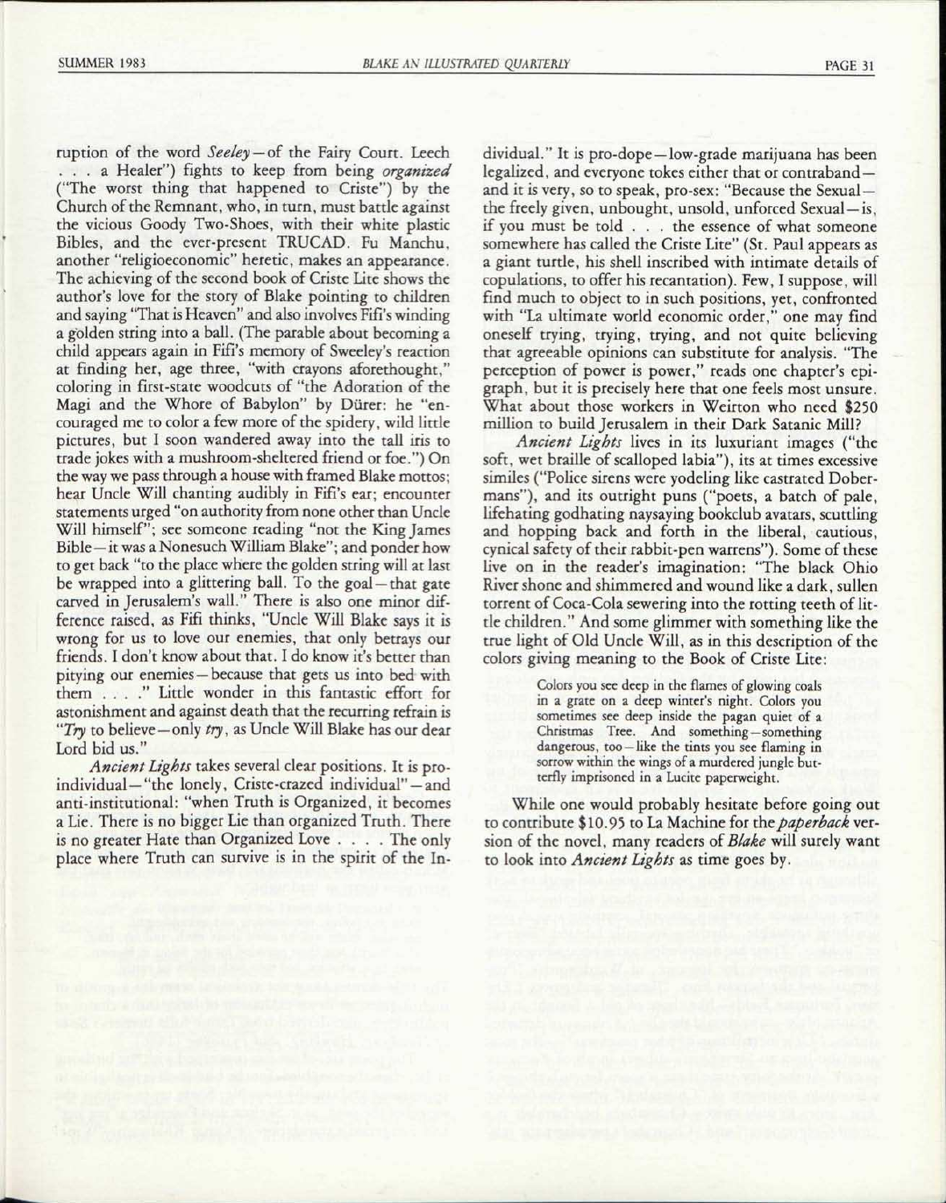ruption of the word *Seeley*—of the Fairy Court. Leech . . . a Healer") fights to keep from being *organized* ("The worst thing that happened to Criste") by the Church of the Remnant, who, in turn, must battle against the vicious Goody Two-Shoes, with their white plastic Bibles, and the ever-present TRUCAD. Fu Manchu, another "religioeconomic" heretic, makes an appearance. The achieving of the second book of Criste Lite shows the author's love for the story of Blake pointing to children and saying "That is Heaven" and also involves Fifi's winding a golden string into a ball. (The parable about becoming a child appears again in Fifi's memory of Sweeley's reaction at finding her, age three, "with crayons aforethought," coloring in first-state woodcuts of "the Adoration of the Magi and the Whore of Babylon" by Dürer: he "encouraged me to color a few more of the spidery, wild little pictures, but I soon wandered away into the tall iris to trade jokes with a mushroom-sheltered friend or foe.") On the way we pass through a house with framed Blake mottos; hear Uncle Will chanting audibly in Fifi's ear; encounter statements urged "on authority from none other than Uncle Will himself"; see someone reading "not the King James Bible—it was a Nonesuch William Blake"; and ponder how to get back "to the place where the golden string will at last be wrapped into a glittering ball. To the goal—that gate carved in Jerusalem's wall." There is also one minor difference raised, as Fifi thinks, "Uncle Will Blake says it is wrong for us to love our enemies, that only betrays our friends. I don't know about that. I do know it's better than pitying our enemies—because that gets us into bed with them . . . ." Little wonder in this fantastic effort for astonishment and against death that the recurring refrain is "*Try* to believe—only *try*, as Uncle Will Blake has our dear Lord bid us."

*Ancient Lights* takes several clear positions. It is pro-individual—"the lonely, Criste-crazed individual"—and anti-institutional: "when Truth is Organized, it becomes a Lie. There is no bigger Lie than organized Truth. There is no greater Hate than Organized Love . . . . The only place where Truth can survive is in the spirit of the Individual." It is pro-dope—low-grade marijuana has been legalized, and everyone tokes either that or contraband—and it is very, so to speak, pro-sex: "Because the Sexual—the freely given, unbought, unsold, unforced Sexual—is, if you must be told . . . the essence of what someone somewhere has called the Criste Lite" (St. Paul appears as a giant turtle, his shell inscribed with intimate details of copulations, to offer his recantation). Few, I suppose, will find much to object to in such positions, yet, confronted with "La ultimate world economic order," one may find oneself trying, trying, trying, and not quite believing that agreeable opinions can substitute for analysis. "The perception of power is power," reads one chapter's epigraph, but it is precisely here that one feels most unsure. What about those workers in Weirton who need $250 million to build Jerusalem in their Dark Satanic Mill?

*Ancient Lights* lives in its luxuriant images ("the soft, wet braille of scalloped labia"), its at times excessive similes ("Police sirens were yodeling like castrated Dobermans"), and its outright puns ("poets, a batch of pale, lifehating godhating naysaying bookclub avatars, scuttling and hopping back and forth in the liberal, cautious, cynical safety of their rabbit-pen warrens"). Some of these live on in the reader's imagination: "The black Ohio River shone and shimmered and wound like a dark, sullen torrent of Coca-Cola sewering into the rotting teeth of little children." And some glimmer with something like the true light of Old Uncle Will, as in this description of the colors giving meaning to the Book of Criste Lite:

> Colors you see deep in the flames of glowing coals in a grate on a deep winter's night. Colors you sometimes see deep inside the pagan quiet of a Christmas Tree. And something—something dangerous, too—like the tints you see flaming in sorrow within the wings of a murdered jungle butterfly imprisoned in a Lucite paperweight.

While one would probably hesitate before going out to contribute $10.95 to La Machine for the *paperback* version of the novel, many readers of *Blake* will surely want to look into *Ancient Lights* as time goes by.